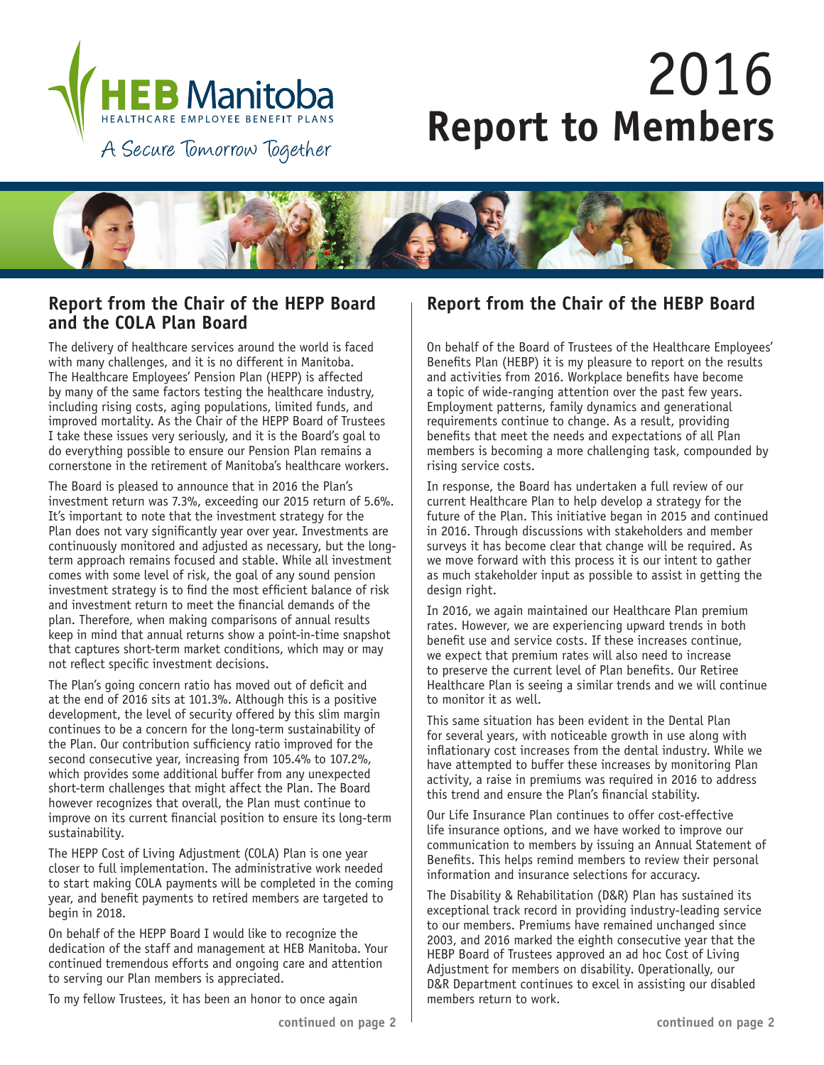HEB Manitoba
HEALTHCARE EMPLOYEE BENEFIT PLANS

A Secure Tomorrow Together

# 2016 Report to Members

## Report from the Chair of the HEPP Board and the COLA Plan Board

The delivery of healthcare services around the world is faced with many challenges, and it is no different in Manitoba. The Healthcare Employees' Pension Plan (HEPP) is affected by many of the same factors testing the healthcare industry, including rising costs, aging populations, limited funds, and improved mortality. As the Chair of the HEPP Board of Trustees I take these issues very seriously, and it is the Board's goal to do everything possible to ensure our Pension Plan remains a cornerstone in the retirement of Manitoba's healthcare workers.

The Board is pleased to announce that in 2016 the Plan's investment return was 7.3%, exceeding our 2015 return of 5.6%. It's important to note that the investment strategy for the Plan does not vary significantly year over year. Investments are continuously monitored and adjusted as necessary, but the long-term approach remains focused and stable. While all investment comes with some level of risk, the goal of any sound pension investment strategy is to find the most efficient balance of risk and investment return to meet the financial demands of the plan. Therefore, when making comparisons of annual results keep in mind that annual returns show a point-in-time snapshot that captures short-term market conditions, which may or may not reflect specific investment decisions.

The Plan's going concern ratio has moved out of deficit and at the end of 2016 sits at 101.3%. Although this is a positive development, the level of security offered by this slim margin continues to be a concern for the long-term sustainability of the Plan. Our contribution sufficiency ratio improved for the second consecutive year, increasing from 105.4% to 107.2%, which provides some additional buffer from any unexpected short-term challenges that might affect the Plan. The Board however recognizes that overall, the Plan must continue to improve on its current financial position to ensure its long-term sustainability.

The HEPP Cost of Living Adjustment (COLA) Plan is one year closer to full implementation. The administrative work needed to start making COLA payments will be completed in the coming year, and benefit payments to retired members are targeted to begin in 2018.

On behalf of the HEPP Board I would like to recognize the dedication of the staff and management at HEB Manitoba. Your continued tremendous efforts and ongoing care and attention to serving our Plan members is appreciated.

To my fellow Trustees, it has been an honor to once again

**continued on page 2**

## Report from the Chair of the HEBP Board

On behalf of the Board of Trustees of the Healthcare Employees' Benefits Plan (HEBP) it is my pleasure to report on the results and activities from 2016. Workplace benefits have become a topic of wide-ranging attention over the past few years. Employment patterns, family dynamics and generational requirements continue to change. As a result, providing benefits that meet the needs and expectations of all Plan members is becoming a more challenging task, compounded by rising service costs.

In response, the Board has undertaken a full review of our current Healthcare Plan to help develop a strategy for the future of the Plan. This initiative began in 2015 and continued in 2016. Through discussions with stakeholders and member surveys it has become clear that change will be required. As we move forward with this process it is our intent to gather as much stakeholder input as possible to assist in getting the design right.

In 2016, we again maintained our Healthcare Plan premium rates. However, we are experiencing upward trends in both benefit use and service costs. If these increases continue, we expect that premium rates will also need to increase to preserve the current level of Plan benefits. Our Retiree Healthcare Plan is seeing a similar trends and we will continue to monitor it as well.

This same situation has been evident in the Dental Plan for several years, with noticeable growth in use along with inflationary cost increases from the dental industry. While we have attempted to buffer these increases by monitoring Plan activity, a raise in premiums was required in 2016 to address this trend and ensure the Plan's financial stability.

Our Life Insurance Plan continues to offer cost-effective life insurance options, and we have worked to improve our communication to members by issuing an Annual Statement of Benefits. This helps remind members to review their personal information and insurance selections for accuracy.

The Disability & Rehabilitation (D&R) Plan has sustained its exceptional track record in providing industry-leading service to our members. Premiums have remained unchanged since 2003, and 2016 marked the eighth consecutive year that the HEBP Board of Trustees approved an ad hoc Cost of Living Adjustment for members on disability. Operationally, our D&R Department continues to excel in assisting our disabled members return to work.

**continued on page 2**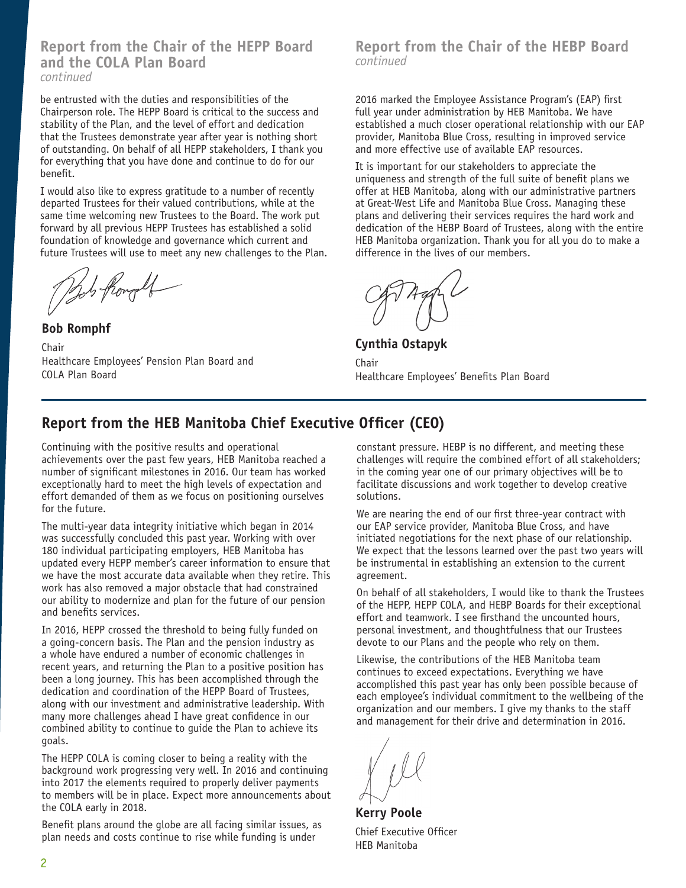## Report from the Chair of the HEPP Board and the COLA Plan Board

*continued*

be entrusted with the duties and responsibilities of the Chairperson role. The HEPP Board is critical to the success and stability of the Plan, and the level of effort and dedication that the Trustees demonstrate year after year is nothing short of outstanding. On behalf of all HEPP stakeholders, I thank you for everything that you have done and continue to do for our benefit.

I would also like to express gratitude to a number of recently departed Trustees for their valued contributions, while at the same time welcoming new Trustees to the Board. The work put forward by all previous HEPP Trustees has established a solid foundation of knowledge and governance which current and future Trustees will use to meet any new challenges to the Plan.

**Bob Romphf**

Chair
Healthcare Employees' Pension Plan Board and COLA Plan Board

## Report from the Chair of the HEBP Board

*continued*

2016 marked the Employee Assistance Program's (EAP) first full year under administration by HEB Manitoba. We have established a much closer operational relationship with our EAP provider, Manitoba Blue Cross, resulting in improved service and more effective use of available EAP resources.

It is important for our stakeholders to appreciate the uniqueness and strength of the full suite of benefit plans we offer at HEB Manitoba, along with our administrative partners at Great-West Life and Manitoba Blue Cross. Managing these plans and delivering their services requires the hard work and dedication of the HEBP Board of Trustees, along with the entire HEB Manitoba organization. Thank you for all you do to make a difference in the lives of our members.

**Cynthia Ostapyk**

Chair
Healthcare Employees' Benefits Plan Board

## Report from the HEB Manitoba Chief Executive Officer (CEO)

Continuing with the positive results and operational achievements over the past few years, HEB Manitoba reached a number of significant milestones in 2016. Our team has worked exceptionally hard to meet the high levels of expectation and effort demanded of them as we focus on positioning ourselves for the future.

The multi-year data integrity initiative which began in 2014 was successfully concluded this past year. Working with over 180 individual participating employers, HEB Manitoba has updated every HEPP member's career information to ensure that we have the most accurate data available when they retire. This work has also removed a major obstacle that had constrained our ability to modernize and plan for the future of our pension and benefits services.

In 2016, HEPP crossed the threshold to being fully funded on a going-concern basis. The Plan and the pension industry as a whole have endured a number of economic challenges in recent years, and returning the Plan to a positive position has been a long journey. This has been accomplished through the dedication and coordination of the HEPP Board of Trustees, along with our investment and administrative leadership. With many more challenges ahead I have great confidence in our combined ability to continue to guide the Plan to achieve its goals.

The HEPP COLA is coming closer to being a reality with the background work progressing very well. In 2016 and continuing into 2017 the elements required to properly deliver payments to members will be in place. Expect more announcements about the COLA early in 2018.

Benefit plans around the globe are all facing similar issues, as plan needs and costs continue to rise while funding is under constant pressure. HEBP is no different, and meeting these challenges will require the combined effort of all stakeholders; in the coming year one of our primary objectives will be to facilitate discussions and work together to develop creative solutions.

We are nearing the end of our first three-year contract with our EAP service provider, Manitoba Blue Cross, and have initiated negotiations for the next phase of our relationship. We expect that the lessons learned over the past two years will be instrumental in establishing an extension to the current agreement.

On behalf of all stakeholders, I would like to thank the Trustees of the HEPP, HEPP COLA, and HEBP Boards for their exceptional effort and teamwork. I see firsthand the uncounted hours, personal investment, and thoughtfulness that our Trustees devote to our Plans and the people who rely on them.

Likewise, the contributions of the HEB Manitoba team continues to exceed expectations. Everything we have accomplished this past year has only been possible because of each employee's individual commitment to the wellbeing of the organization and our members. I give my thanks to the staff and management for their drive and determination in 2016.

**Kerry Poole**

Chief Executive Officer
HEB Manitoba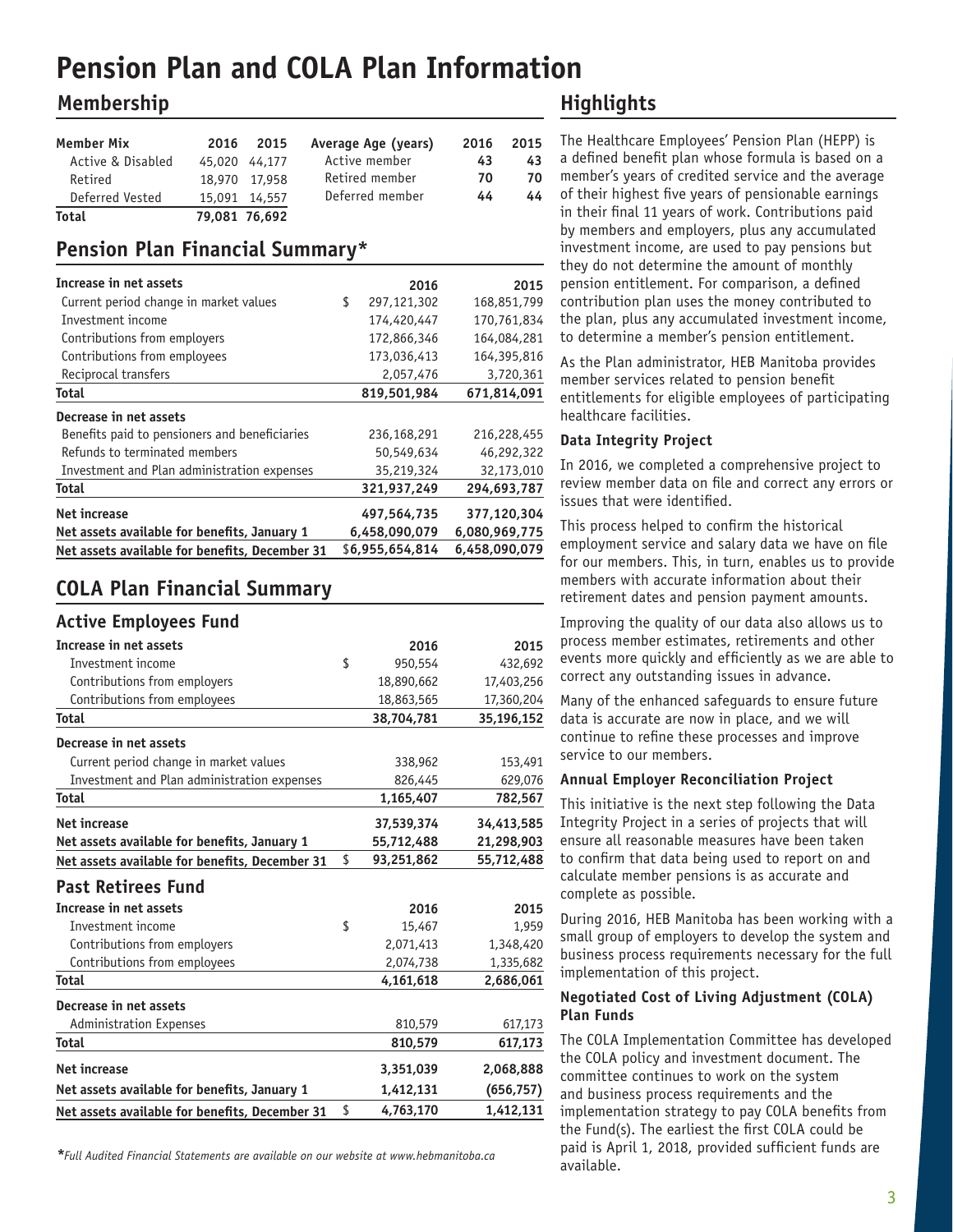# Pension Plan and COLA Plan Information

## Membership

| Member Mix | 2016 | 2015 |
|---|---|---|
| Active & Disabled | 45,020 | 44,177 |
| Retired | 18,970 | 17,958 |
| Deferred Vested | 15,091 | 14,557 |
| **Total** | **79,081** | **76,692** |

| Average Age (years) | 2016 | 2015 |
|---|---|---|
| Active member | 43 | 43 |
| Retired member | 70 | 70 |
| Deferred member | 44 | 44 |

## Pension Plan Financial Summary*

| **Increase in net assets** | 2016 | 2015 |
|---|---|---|
| Current period change in market values | $ 297,121,302 | 168,851,799 |
| Investment income | 174,420,447 | 170,761,834 |
| Contributions from employers | 172,866,346 | 164,084,281 |
| Contributions from employees | 173,036,413 | 164,395,816 |
| Reciprocal transfers | 2,057,476 | 3,720,361 |
| **Total** | **819,501,984** | **671,814,091** |
| **Decrease in net assets** | | |
| Benefits paid to pensioners and beneficiaries | 236,168,291 | 216,228,455 |
| Refunds to terminated members | 50,549,634 | 46,292,322 |
| Investment and Plan administration expenses | 35,219,324 | 32,173,010 |
| **Total** | **321,937,249** | **294,693,787** |
| **Net increase** | **497,564,735** | **377,120,304** |
| **Net assets available for benefits, January 1** | **6,458,090,079** | **6,080,969,775** |
| **Net assets available for benefits, December 31** | **$6,955,654,814** | **6,458,090,079** |

## COLA Plan Financial Summary

### Active Employees Fund

| **Increase in net assets** | 2016 | 2015 |
|---|---|---|
| Investment income | $ 950,554 | 432,692 |
| Contributions from employers | 18,890,662 | 17,403,256 |
| Contributions from employees | 18,863,565 | 17,360,204 |
| **Total** | **38,704,781** | **35,196,152** |
| **Decrease in net assets** | | |
| Current period change in market values | 338,962 | 153,491 |
| Investment and Plan administration expenses | 826,445 | 629,076 |
| **Total** | **1,165,407** | **782,567** |
| **Net increase** | **37,539,374** | **34,413,585** |
| **Net assets available for benefits, January 1** | **55,712,488** | **21,298,903** |
| **Net assets available for benefits, December 31** | **$ 93,251,862** | **55,712,488** |

### Past Retirees Fund

| **Increase in net assets** | 2016 | 2015 |
|---|---|---|
| Investment income | $ 15,467 | 1,959 |
| Contributions from employers | 2,071,413 | 1,348,420 |
| Contributions from employees | 2,074,738 | 1,335,682 |
| **Total** | **4,161,618** | **2,686,061** |
| **Decrease in net assets** | | |
| Administration Expenses | 810,579 | 617,173 |
| **Total** | **810,579** | **617,173** |
| **Net increase** | **3,351,039** | **2,068,888** |
| **Net assets available for benefits, January 1** | **1,412,131** | **(656,757)** |
| **Net assets available for benefits, December 31** | **$ 4,763,170** | **1,412,131** |

**\****Full Audited Financial Statements are available on our website at www.hebmanitoba.ca*

## Highlights

The Healthcare Employees' Pension Plan (HEPP) is a defined benefit plan whose formula is based on a member's years of credited service and the average of their highest five years of pensionable earnings in their final 11 years of work. Contributions paid by members and employers, plus any accumulated investment income, are used to pay pensions but they do not determine the amount of monthly pension entitlement. For comparison, a defined contribution plan uses the money contributed to the plan, plus any accumulated investment income, to determine a member's pension entitlement.

As the Plan administrator, HEB Manitoba provides member services related to pension benefit entitlements for eligible employees of participating healthcare facilities.

### Data Integrity Project

In 2016, we completed a comprehensive project to review member data on file and correct any errors or issues that were identified.

This process helped to confirm the historical employment service and salary data we have on file for our members. This, in turn, enables us to provide members with accurate information about their retirement dates and pension payment amounts.

Improving the quality of our data also allows us to process member estimates, retirements and other events more quickly and efficiently as we are able to correct any outstanding issues in advance.

Many of the enhanced safeguards to ensure future data is accurate are now in place, and we will continue to refine these processes and improve service to our members.

### Annual Employer Reconciliation Project

This initiative is the next step following the Data Integrity Project in a series of projects that will ensure all reasonable measures have been taken to confirm that data being used to report on and calculate member pensions is as accurate and complete as possible.

During 2016, HEB Manitoba has been working with a small group of employers to develop the system and business process requirements necessary for the full implementation of this project.

### Negotiated Cost of Living Adjustment (COLA) Plan Funds

The COLA Implementation Committee has developed the COLA policy and investment document. The committee continues to work on the system and business process requirements and the implementation strategy to pay COLA benefits from the Fund(s). The earliest the first COLA could be paid is April 1, 2018, provided sufficient funds are available.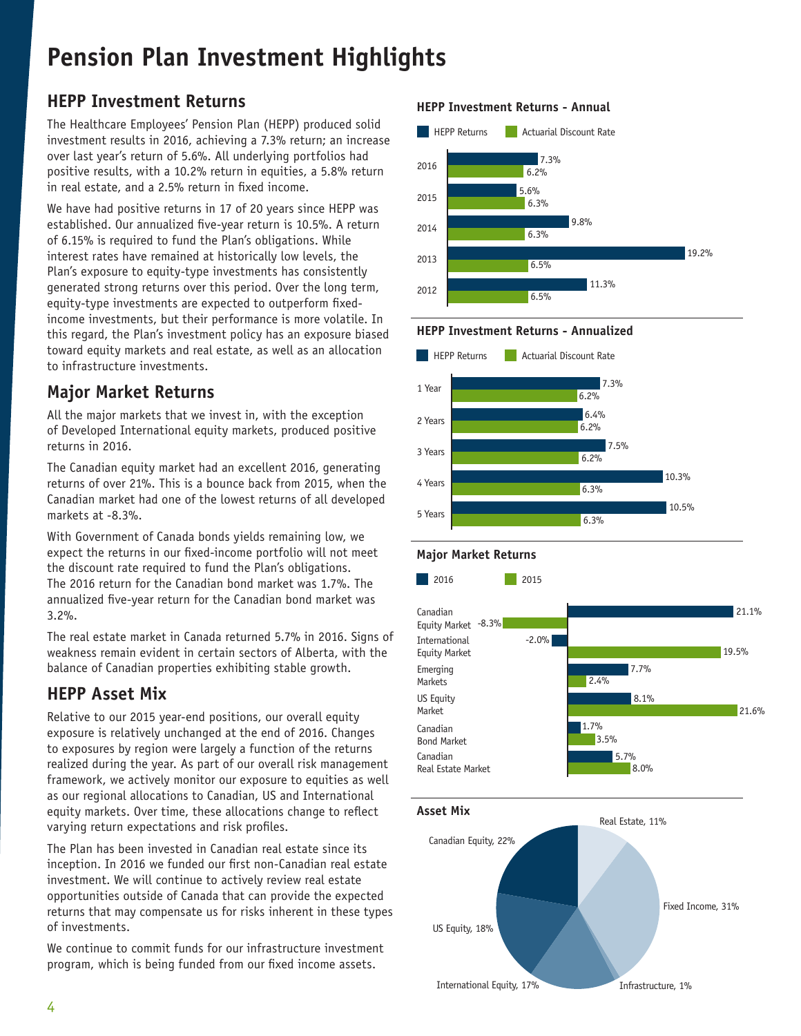# Pension Plan Investment Highlights

## HEPP Investment Returns

The Healthcare Employees' Pension Plan (HEPP) produced solid investment results in 2016, achieving a 7.3% return; an increase over last year's return of 5.6%. All underlying portfolios had positive results, with a 10.2% return in equities, a 5.8% return in real estate, and a 2.5% return in fixed income.

We have had positive returns in 17 of 20 years since HEPP was established. Our annualized five-year return is 10.5%. A return of 6.15% is required to fund the Plan's obligations. While interest rates have remained at historically low levels, the Plan's exposure to equity-type investments has consistently generated strong returns over this period. Over the long term, equity-type investments are expected to outperform fixed-income investments, but their performance is more volatile. In this regard, the Plan's investment policy has an exposure biased toward equity markets and real estate, as well as an allocation to infrastructure investments.

## Major Market Returns

All the major markets that we invest in, with the exception of Developed International equity markets, produced positive returns in 2016.

The Canadian equity market had an excellent 2016, generating returns of over 21%. This is a bounce back from 2015, when the Canadian market had one of the lowest returns of all developed markets at -8.3%.

With Government of Canada bonds yields remaining low, we expect the returns in our fixed-income portfolio will not meet the discount rate required to fund the Plan's obligations. The 2016 return for the Canadian bond market was 1.7%. The annualized five-year return for the Canadian bond market was 3.2%.

The real estate market in Canada returned 5.7% in 2016. Signs of weakness remain evident in certain sectors of Alberta, with the balance of Canadian properties exhibiting stable growth.

## HEPP Asset Mix

Relative to our 2015 year-end positions, our overall equity exposure is relatively unchanged at the end of 2016. Changes to exposures by region were largely a function of the returns realized during the year. As part of our overall risk management framework, we actively monitor our exposure to equities as well as our regional allocations to Canadian, US and International equity markets. Over time, these allocations change to reflect varying return expectations and risk profiles.

The Plan has been invested in Canadian real estate since its inception. In 2016 we funded our first non-Canadian real estate investment. We will continue to actively review real estate opportunities outside of Canada that can provide the expected returns that may compensate us for risks inherent in these types of investments.

We continue to commit funds for our infrastructure investment program, which is being funded from our fixed income assets.

### HEPP Investment Returns - Annual

| Year | HEPP Returns | Actuarial Discount Rate |
|---|---|---|
| 2016 | 7.3% | 6.2% |
| 2015 | 5.6% | 6.3% |
| 2014 | 9.8% | 6.3% |
| 2013 | 19.2% | 6.5% |
| 2012 | 11.3% | 6.5% |

### HEPP Investment Returns - Annualized

| Period | HEPP Returns | Actuarial Discount Rate |
|---|---|---|
| 1 Year | 7.3% | 6.2% |
| 2 Years | 6.4% | 6.2% |
| 3 Years | 7.5% | 6.2% |
| 4 Years | 10.3% | 6.3% |
| 5 Years | 10.5% | 6.3% |

### Major Market Returns

| Market | 2016 | 2015 |
|---|---|---|
| Canadian Equity Market | 21.1% | -8.3% |
| International Equity Market | -2.0% | 19.5% |
| Emerging Markets | 7.7% | 2.4% |
| US Equity Market | 8.1% | 21.6% |
| Canadian Bond Market | 1.7% | 3.5% |
| Canadian Real Estate Market | 5.7% | 8.0% |

### Asset Mix

| Asset Class | Allocation |
|---|---|
| Real Estate | 11% |
| Fixed Income | 31% |
| Infrastructure | 1% |
| International Equity | 17% |
| US Equity | 18% |
| Canadian Equity | 22% |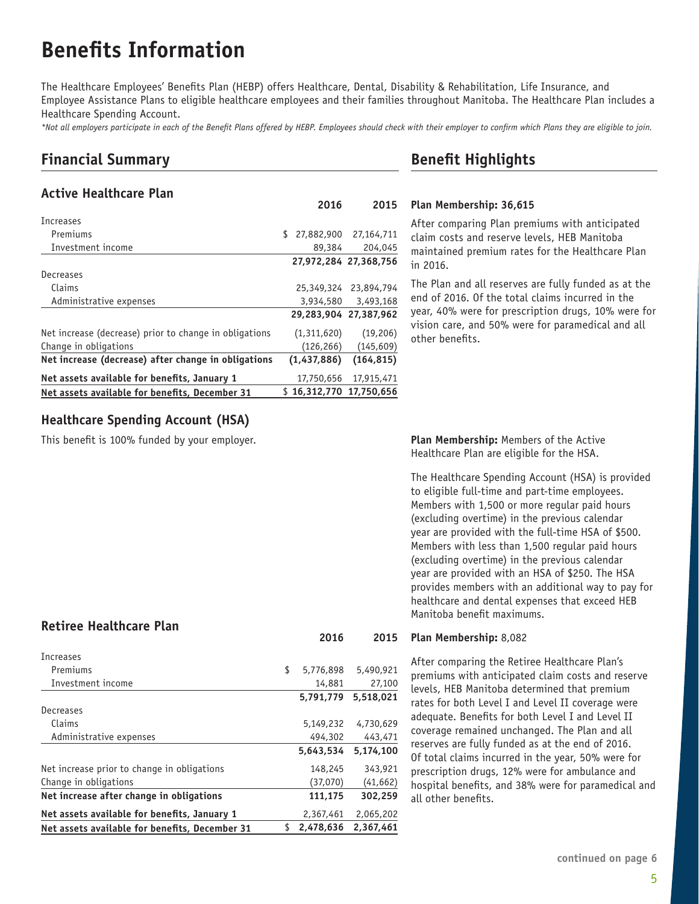# Benefits Information

The Healthcare Employees' Benefits Plan (HEBP) offers Healthcare, Dental, Disability & Rehabilitation, Life Insurance, and Employee Assistance Plans to eligible healthcare employees and their families throughout Manitoba. The Healthcare Plan includes a Healthcare Spending Account.

*\*Not all employers participate in each of the Benefit Plans offered by HEBP. Employees should check with their employer to confirm which Plans they are eligible to join.*

## Financial Summary

### Active Healthcare Plan

| | 2016 | 2015 |
|---|---|---|
| Increases | | |
| Premiums | $ 27,882,900 | 27,164,711 |
| Investment income | 89,384 | 204,045 |
| | **27,972,284** | **27,368,756** |
| Decreases | | |
| Claims | 25,349,324 | 23,894,794 |
| Administrative expenses | 3,934,580 | 3,493,168 |
| | **29,283,904** | **27,387,962** |
| Net increase (decrease) prior to change in obligations | (1,311,620) | (19,206) |
| Change in obligations | (126,266) | (145,609) |
| **Net increase (decrease) after change in obligations** | **(1,437,886)** | **(164,815)** |
| **Net assets available for benefits, January 1** | 17,750,656 | 17,915,471 |
| **Net assets available for benefits, December 31** | **$ 16,312,770** | **17,750,656** |

### Healthcare Spending Account (HSA)

This benefit is 100% funded by your employer.

### Retiree Healthcare Plan

| | 2016 | 2015 |
|---|---|---|
| Increases | | |
| Premiums | $ 5,776,898 | 5,490,921 |
| Investment income | 14,881 | 27,100 |
| | **5,791,779** | **5,518,021** |
| Decreases | | |
| Claims | 5,149,232 | 4,730,629 |
| Administrative expenses | 494,302 | 443,471 |
| | **5,643,534** | **5,174,100** |
| Net increase prior to change in obligations | 148,245 | 343,921 |
| Change in obligations | (37,070) | (41,662) |
| **Net increase after change in obligations** | **111,175** | **302,259** |
| **Net assets available for benefits, January 1** | 2,367,461 | 2,065,202 |
| **Net assets available for benefits, December 31** | **$ 2,478,636** | **2,367,461** |

## Benefit Highlights

**Plan Membership: 36,615**

After comparing Plan premiums with anticipated claim costs and reserve levels, HEB Manitoba maintained premium rates for the Healthcare Plan in 2016.

The Plan and all reserves are fully funded as at the end of 2016. Of the total claims incurred in the year, 40% were for prescription drugs, 10% were for vision care, and 50% were for paramedical and all other benefits.

**Plan Membership:** Members of the Active Healthcare Plan are eligible for the HSA.

The Healthcare Spending Account (HSA) is provided to eligible full-time and part-time employees. Members with 1,500 or more regular paid hours (excluding overtime) in the previous calendar year are provided with the full-time HSA of $500. Members with less than 1,500 regular paid hours (excluding overtime) in the previous calendar year are provided with an HSA of $250. The HSA provides members with an additional way to pay for healthcare and dental expenses that exceed HEB Manitoba benefit maximums.

**Plan Membership:** 8,082

After comparing the Retiree Healthcare Plan's premiums with anticipated claim costs and reserve levels, HEB Manitoba determined that premium rates for both Level I and Level II coverage were adequate. Benefits for both Level I and Level II coverage remained unchanged. The Plan and all reserves are fully funded as at the end of 2016. Of total claims incurred in the year, 50% were for prescription drugs, 12% were for ambulance and hospital benefits, and 38% were for paramedical and all other benefits.

**continued on page 6**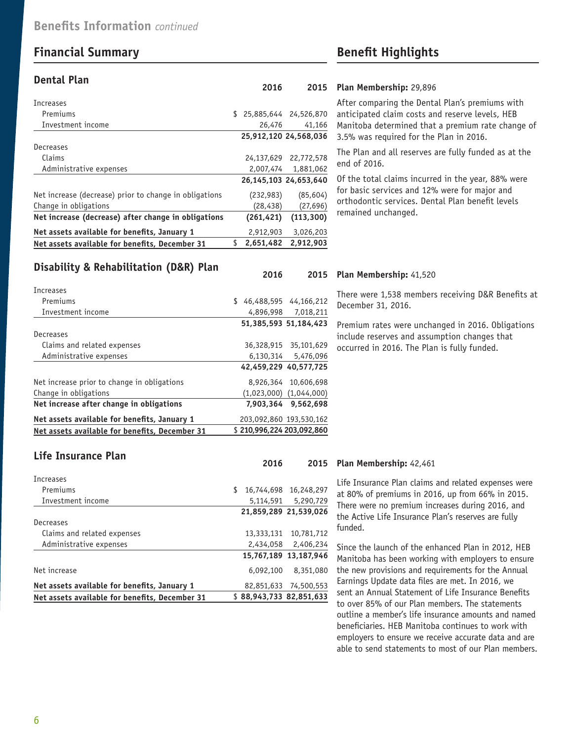# Benefits Information *continued*

## Financial Summary

### Dental Plan

| | 2016 | 2015 |
|---|---|---|
| Increases | | |
| Premiums | $ 25,885,644 | 24,526,870 |
| Investment income | 26,476 | 41,166 |
| | **25,912,120** | **24,568,036** |
| Decreases | | |
| Claims | 24,137,629 | 22,772,578 |
| Administrative expenses | 2,007,474 | 1,881,062 |
| | **26,145,103** | **24,653,640** |
| Net increase (decrease) prior to change in obligations | (232,983) | (85,604) |
| Change in obligations | (28,438) | (27,696) |
| **Net increase (decrease) after change in obligations** | **(261,421)** | **(113,300)** |
| **Net assets available for benefits, January 1** | 2,912,903 | 3,026,203 |
| **Net assets available for benefits, December 31** | **$ 2,651,482** | **2,912,903** |

### Disability & Rehabilitation (D&R) Plan

| | 2016 | 2015 |
|---|---|---|
| Increases | | |
| Premiums | $ 46,488,595 | 44,166,212 |
| Investment income | 4,896,998 | 7,018,211 |
| | **51,385,593** | **51,184,423** |
| Decreases | | |
| Claims and related expenses | 36,328,915 | 35,101,629 |
| Administrative expenses | 6,130,314 | 5,476,096 |
| | **42,459,229** | **40,577,725** |
| Net increase prior to change in obligations | 8,926,364 | 10,606,698 |
| Change in obligations | (1,023,000) | (1,044,000) |
| **Net increase after change in obligations** | **7,903,364** | **9,562,698** |
| **Net assets available for benefits, January 1** | 203,092,860 | 193,530,162 |
| **Net assets available for benefits, December 31** | **$ 210,996,224** | **203,092,860** |

### Life Insurance Plan

| | 2016 | 2015 |
|---|---|---|
| Increases | | |
| Premiums | $ 16,744,698 | 16,248,297 |
| Investment income | 5,114,591 | 5,290,729 |
| | **21,859,289** | **21,539,026** |
| Decreases | | |
| Claims and related expenses | 13,333,131 | 10,781,712 |
| Administrative expenses | 2,434,058 | 2,406,234 |
| | **15,767,189** | **13,187,946** |
| Net increase | 6,092,100 | 8,351,080 |
| **Net assets available for benefits, January 1** | 82,851,633 | 74,500,553 |
| **Net assets available for benefits, December 31** | **$ 88,943,733** | **82,851,633** |

## Benefit Highlights

**Plan Membership:** 29,896

After comparing the Dental Plan's premiums with anticipated claim costs and reserve levels, HEB Manitoba determined that a premium rate change of 3.5% was required for the Plan in 2016.

The Plan and all reserves are fully funded as at the end of 2016.

Of the total claims incurred in the year, 88% were for basic services and 12% were for major and orthodontic services. Dental Plan benefit levels remained unchanged.

**Plan Membership:** 41,520

There were 1,538 members receiving D&R Benefits at December 31, 2016.

Premium rates were unchanged in 2016. Obligations include reserves and assumption changes that occurred in 2016. The Plan is fully funded.

**Plan Membership:** 42,461

Life Insurance Plan claims and related expenses were at 80% of premiums in 2016, up from 66% in 2015. There were no premium increases during 2016, and the Active Life Insurance Plan's reserves are fully funded.

Since the launch of the enhanced Plan in 2012, HEB Manitoba has been working with employers to ensure the new provisions and requirements for the Annual Earnings Update data files are met. In 2016, we sent an Annual Statement of Life Insurance Benefits to over 85% of our Plan members. The statements outline a member's life insurance amounts and named beneficiaries. HEB Manitoba continues to work with employers to ensure we receive accurate data and are able to send statements to most of our Plan members.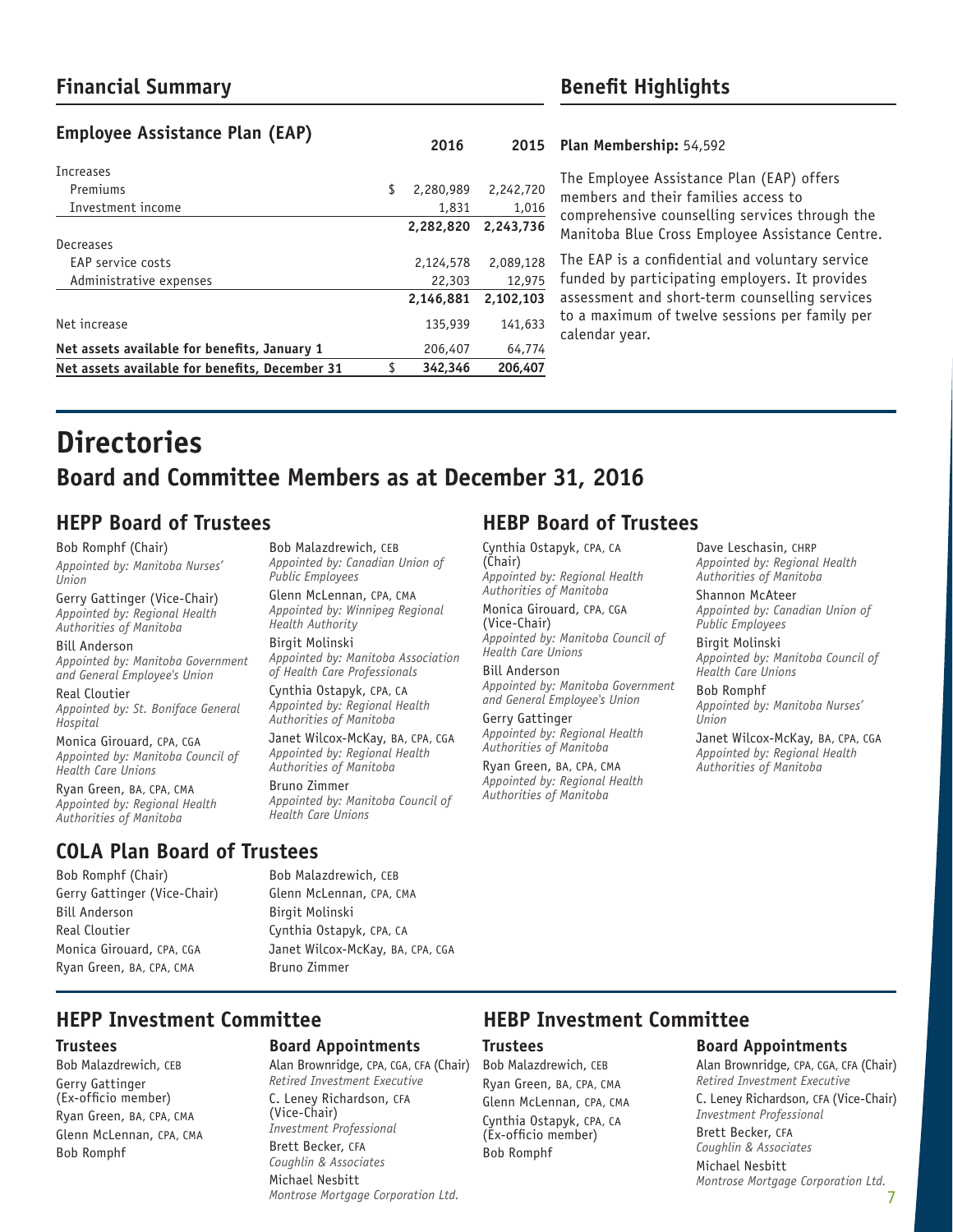## Financial Summary

### Employee Assistance Plan (EAP)

| | | 2016 | 2015 |
|---|---|---|---|
| Increases | | | |
| Premiums | $ | 2,280,989 | 2,242,720 |
| Investment income | | 1,831 | 1,016 |
| | | **2,282,820** | **2,243,736** |
| Decreases | | | |
| EAP service costs | | 2,124,578 | 2,089,128 |
| Administrative expenses | | 22,303 | 12,975 |
| | | **2,146,881** | **2,102,103** |
| Net increase | | 135,939 | 141,633 |
| **Net assets available for benefits, January 1** | | 206,407 | 64,774 |
| **Net assets available for benefits, December 31** | $ | **342,346** | **206,407** |

## Benefit Highlights

**Plan Membership:** 54,592

The Employee Assistance Plan (EAP) offers members and their families access to comprehensive counselling services through the Manitoba Blue Cross Employee Assistance Centre.

The EAP is a confidential and voluntary service funded by participating employers. It provides assessment and short-term counselling services to a maximum of twelve sessions per family per calendar year.

# Directories

## Board and Committee Members as at December 31, 2016

### HEPP Board of Trustees

Bob Romphf (Chair)
*Appointed by: Manitoba Nurses' Union*

Gerry Gattinger (Vice-Chair)
*Appointed by: Regional Health Authorities of Manitoba*

Bill Anderson
*Appointed by: Manitoba Government and General Employee's Union*

Real Cloutier
*Appointed by: St. Boniface General Hospital*

Monica Girouard, CPA, CGA
*Appointed by: Manitoba Council of Health Care Unions*

Ryan Green, BA, CPA, CMA
*Appointed by: Regional Health Authorities of Manitoba*

Bob Malazdrewich, CEB
*Appointed by: Canadian Union of Public Employees*

Glenn McLennan, CPA, CMA
*Appointed by: Winnipeg Regional Health Authority*

Birgit Molinski
*Appointed by: Manitoba Association of Health Care Professionals*

Cynthia Ostapyk, CPA, CA
*Appointed by: Regional Health Authorities of Manitoba*

Janet Wilcox-McKay, BA, CPA, CGA
*Appointed by: Regional Health Authorities of Manitoba*

Bruno Zimmer
*Appointed by: Manitoba Council of Health Care Unions*

### HEBP Board of Trustees

Cynthia Ostapyk, CPA, CA (Chair)
*Appointed by: Regional Health Authorities of Manitoba*

Monica Girouard, CPA, CGA (Vice-Chair)
*Appointed by: Manitoba Council of Health Care Unions*

Bill Anderson
*Appointed by: Manitoba Government and General Employee's Union*

Gerry Gattinger
*Appointed by: Regional Health Authorities of Manitoba*

Ryan Green, BA, CPA, CMA
*Appointed by: Regional Health Authorities of Manitoba*

Dave Leschasin, CHRP
*Appointed by: Regional Health Authorities of Manitoba*

Shannon McAteer
*Appointed by: Canadian Union of Public Employees*

Birgit Molinski
*Appointed by: Manitoba Council of Health Care Unions*

Bob Romphf
*Appointed by: Manitoba Nurses' Union*

Janet Wilcox-McKay, BA, CPA, CGA
*Appointed by: Regional Health Authorities of Manitoba*

### COLA Plan Board of Trustees

Bob Romphf (Chair)
Gerry Gattinger (Vice-Chair)
Bill Anderson
Real Cloutier
Monica Girouard, CPA, CGA
Ryan Green, BA, CPA, CMA
Bob Malazdrewich, CEB
Glenn McLennan, CPA, CMA
Birgit Molinski
Cynthia Ostapyk, CPA, CA
Janet Wilcox-McKay, BA, CPA, CGA
Bruno Zimmer

### HEPP Investment Committee

#### Trustees

Bob Malazdrewich, CEB
Gerry Gattinger (Ex-officio member)
Ryan Green, BA, CPA, CMA
Glenn McLennan, CPA, CMA
Bob Romphf

#### Board Appointments

Alan Brownridge, CPA, CGA, CFA (Chair)
*Retired Investment Executive*

C. Leney Richardson, CFA (Vice-Chair)
*Investment Professional*

Brett Becker, CFA
*Coughlin & Associates*

Michael Nesbitt
*Montrose Mortgage Corporation Ltd.*

### HEBP Investment Committee

#### Trustees

Bob Malazdrewich, CEB
Ryan Green, BA, CPA, CMA
Glenn McLennan, CPA, CMA
Cynthia Ostapyk, CPA, CA (Ex-officio member)
Bob Romphf

#### Board Appointments

Alan Brownridge, CPA, CGA, CFA (Chair)
*Retired Investment Executive*

C. Leney Richardson, CFA (Vice-Chair)
*Investment Professional*

Brett Becker, CFA
*Coughlin & Associates*

Michael Nesbitt
*Montrose Mortgage Corporation Ltd.*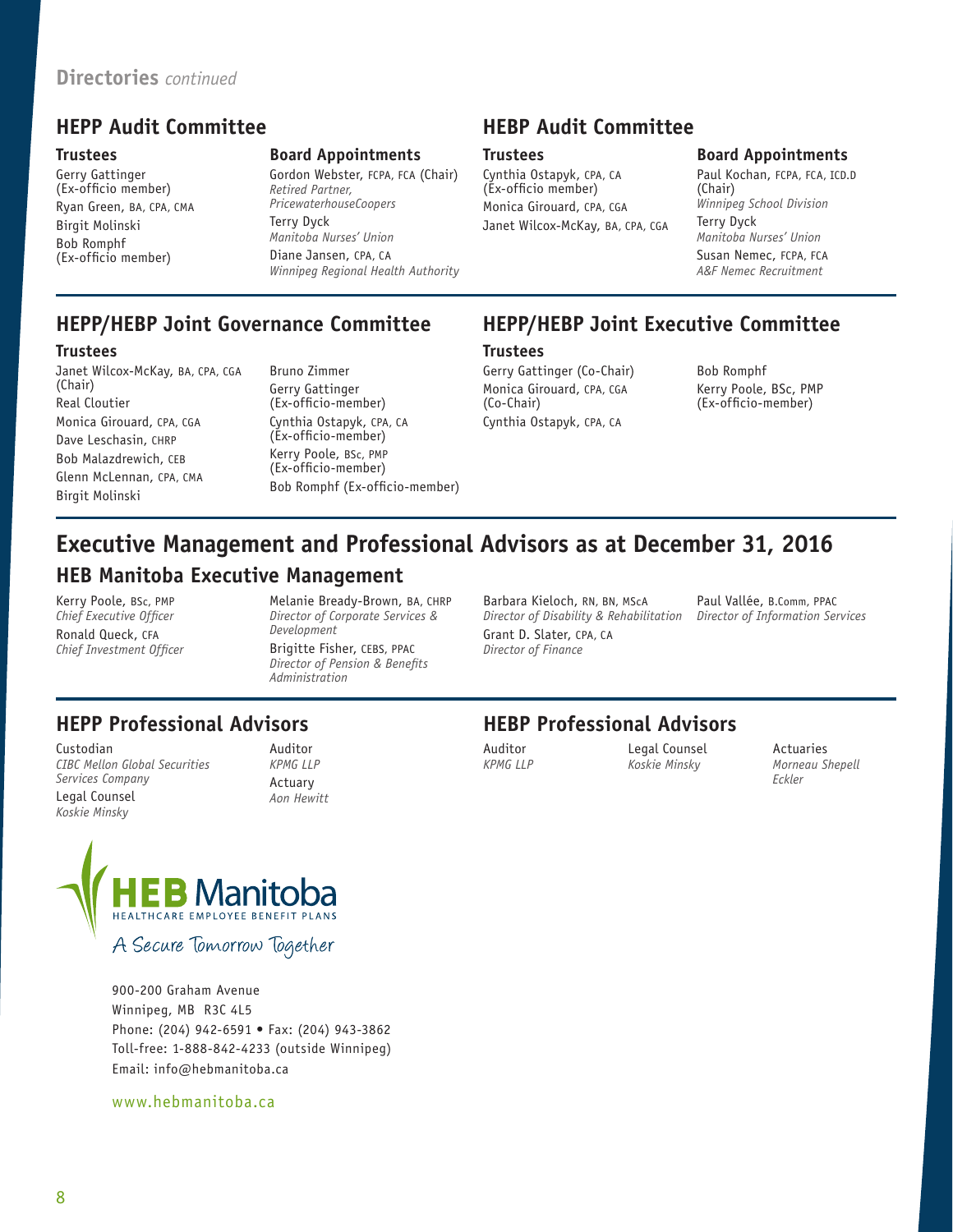## Directories *continued*

## HEPP Audit Committee

### Trustees

Gerry Gattinger (Ex-officio member)

Ryan Green, BA, CPA, CMA

Birgit Molinski

Bob Romphf (Ex-officio member)

### Board Appointments

Gordon Webster, FCPA, FCA (Chair)
*Retired Partner, PricewaterhouseCoopers*

Terry Dyck
*Manitoba Nurses' Union*

Diane Jansen, CPA, CA
*Winnipeg Regional Health Authority*

## HEBP Audit Committee

### Trustees

Cynthia Ostapyk, CPA, CA (Ex-officio member)

Monica Girouard, CPA, CGA

Janet Wilcox-McKay, BA, CPA, CGA

### Board Appointments

Paul Kochan, FCPA, FCA, ICD.D (Chair)
*Winnipeg School Division*

Terry Dyck
*Manitoba Nurses' Union*

Susan Nemec, FCPA, FCA
*A&F Nemec Recruitment*

## HEPP/HEBP Joint Governance Committee

### Trustees

Janet Wilcox-McKay, BA, CPA, CGA (Chair)

Real Cloutier

Monica Girouard, CPA, CGA

Dave Leschasin, CHRP

Bob Malazdrewich, CEB

Glenn McLennan, CPA, CMA

Birgit Molinski

Bruno Zimmer

Gerry Gattinger (Ex-officio-member)

Cynthia Ostapyk, CPA, CA (Ex-officio-member)

Kerry Poole, BSc, PMP (Ex-officio-member)

Bob Romphf (Ex-officio-member)

## HEPP/HEBP Joint Executive Committee

### Trustees

Gerry Gattinger (Co-Chair)

Monica Girouard, CPA, CGA (Co-Chair)

Cynthia Ostapyk, CPA, CA

Bob Romphf

Kerry Poole, BSc, PMP (Ex-officio-member)

# Executive Management and Professional Advisors as at December 31, 2016

## HEB Manitoba Executive Management

Kerry Poole, BSc, PMP
*Chief Executive Officer*

Ronald Queck, CFA
*Chief Investment Officer*

Melanie Bready-Brown, BA, CHRP
*Director of Corporate Services & Development*

Brigitte Fisher, CEBS, PPAC
*Director of Pension & Benefits Administration*

Barbara Kieloch, RN, BN, MScA
*Director of Disability & Rehabilitation*

Grant D. Slater, CPA, CA
*Director of Finance*

Paul Vallée, B.Comm, PPAC
*Director of Information Services*

## HEPP Professional Advisors

Custodian
*CIBC Mellon Global Securities Services Company*

Legal Counsel
*Koskie Minsky*

Auditor
*KPMG LLP*

Actuary
*Aon Hewitt*

## HEBP Professional Advisors

Auditor
*KPMG LLP*

Legal Counsel
*Koskie Minsky*

Actuaries
*Morneau Shepell Eckler*

HEB Manitoba
HEALTHCARE EMPLOYEE BENEFIT PLANS
A Secure Tomorrow Together

900-200 Graham Avenue
Winnipeg, MB R3C 4L5
Phone: (204) 942-6591 • Fax: (204) 943-3862
Toll-free: 1-888-842-4233 (outside Winnipeg)
Email: info@hebmanitoba.ca

www.hebmanitoba.ca